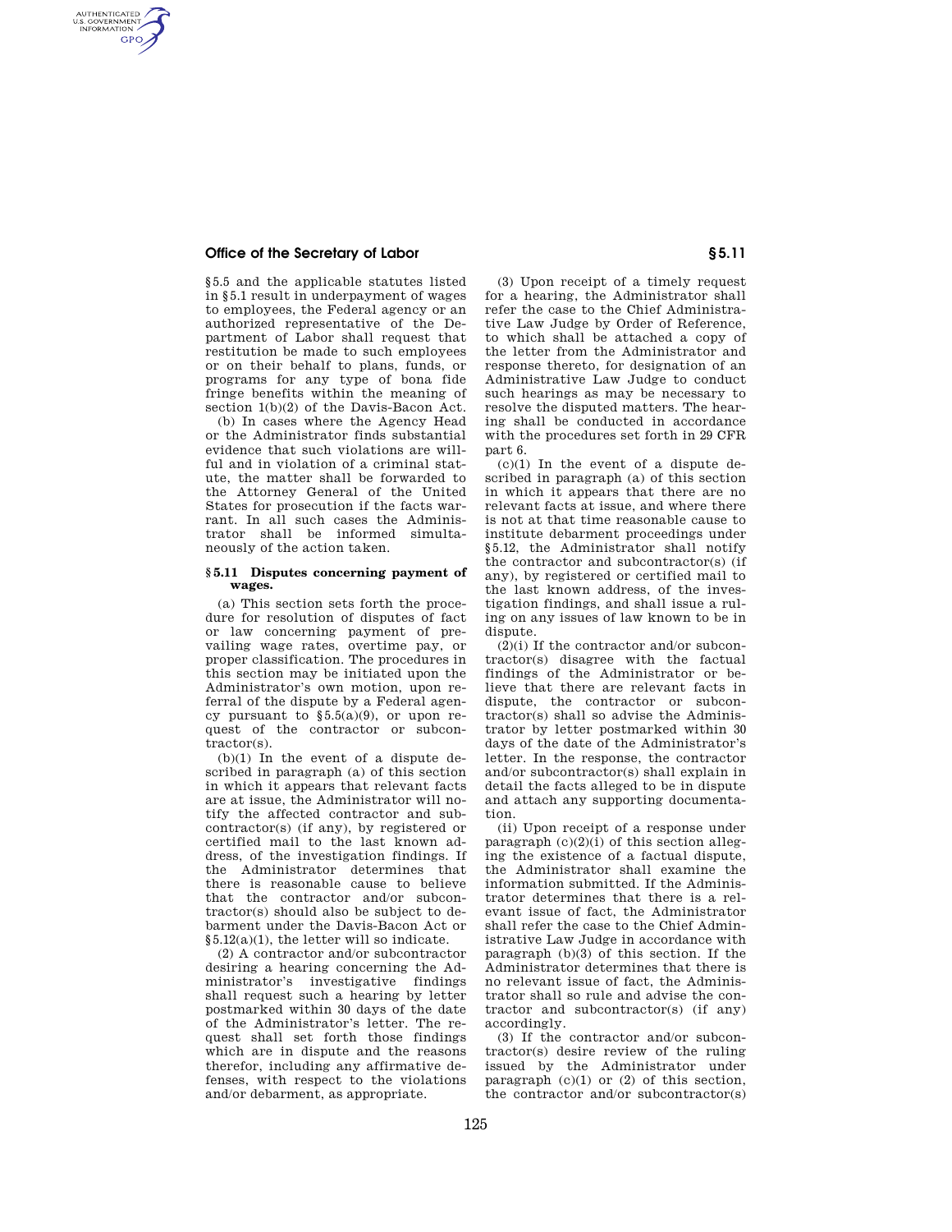§5.5 and the applicable statutes listed in §5.1 result in underpayment of wages to employees, the Federal agency or an authorized representative of the Department of Labor shall request that restitution be made to such employees or on their behalf to plans, funds, or programs for any type of bona fide fringe benefits within the meaning of section 1(b)(2) of the Davis-Bacon Act.

(b) In cases where the Agency Head or the Administrator finds substantial evidence that such violations are willful and in violation of a criminal statute, the matter shall be forwarded to the Attorney General of the United States for prosecution if the facts warrant. In all such cases the Administrator shall be informed simultaneously of the action taken.

### §5.11 Disputes concerning payment of wages.

(a) This section sets forth the procedure for resolution of disputes of fact or law concerning payment of prevailing wage rates, overtime pay, or proper classification. The procedures in this section may be initiated upon the Administrator's own motion, upon referral of the dispute by a Federal agency pursuant to §5.5(a)(9), or upon request of the contractor or subcontractor(s).

(b)(1) In the event of a dispute described in paragraph (a) of this section in which it appears that relevant facts are at issue, the Administrator will notify the affected contractor and subcontractor(s) (if any), by registered or certified mail to the last known address, of the investigation findings. If the Administrator determines that there is reasonable cause to believe that the contractor and/or subcontractor(s) should also be subject to debarment under the Davis-Bacon Act or §5.12(a)(1), the letter will so indicate.

(2) A contractor and/or subcontractor desiring a hearing concerning the Administrator's investigative findings shall request such a hearing by letter postmarked within 30 days of the date of the Administrator's letter. The request shall set forth those findings which are in dispute and the reasons therefor, including any affirmative defenses, with respect to the violations and/or debarment, as appropriate.

(3) Upon receipt of a timely request for a hearing, the Administrator shall refer the case to the Chief Administrative Law Judge by Order of Reference, to which shall be attached a copy of the letter from the Administrator and response thereto, for designation of an Administrative Law Judge to conduct such hearings as may be necessary to resolve the disputed matters. The hearing shall be conducted in accordance with the procedures set forth in 29 CFR part 6.

(c)(1) In the event of a dispute described in paragraph (a) of this section in which it appears that there are no relevant facts at issue, and where there is not at that time reasonable cause to institute debarment proceedings under §5.12, the Administrator shall notify the contractor and subcontractor(s) (if any), by registered or certified mail to the last known address, of the investigation findings, and shall issue a ruling on any issues of law known to be in dispute.

(2)(i) If the contractor and/or subcontractor(s) disagree with the factual findings of the Administrator or believe that there are relevant facts in dispute, the contractor or subcontractor(s) shall so advise the Administrator by letter postmarked within 30 days of the date of the Administrator's letter. In the response, the contractor and/or subcontractor(s) shall explain in detail the facts alleged to be in dispute and attach any supporting documentation.

(ii) Upon receipt of a response under paragraph (c)(2)(i) of this section alleging the existence of a factual dispute, the Administrator shall examine the information submitted. If the Administrator determines that there is a relevant issue of fact, the Administrator shall refer the case to the Chief Administrative Law Judge in accordance with paragraph (b)(3) of this section. If the Administrator determines that there is no relevant issue of fact, the Administrator shall so rule and advise the contractor and subcontractor(s) (if any) accordingly.

(3) If the contractor and/or subcontractor(s) desire review of the ruling issued by the Administrator under paragraph (c)(1) or (2) of this section, the contractor and/or subcontractor(s)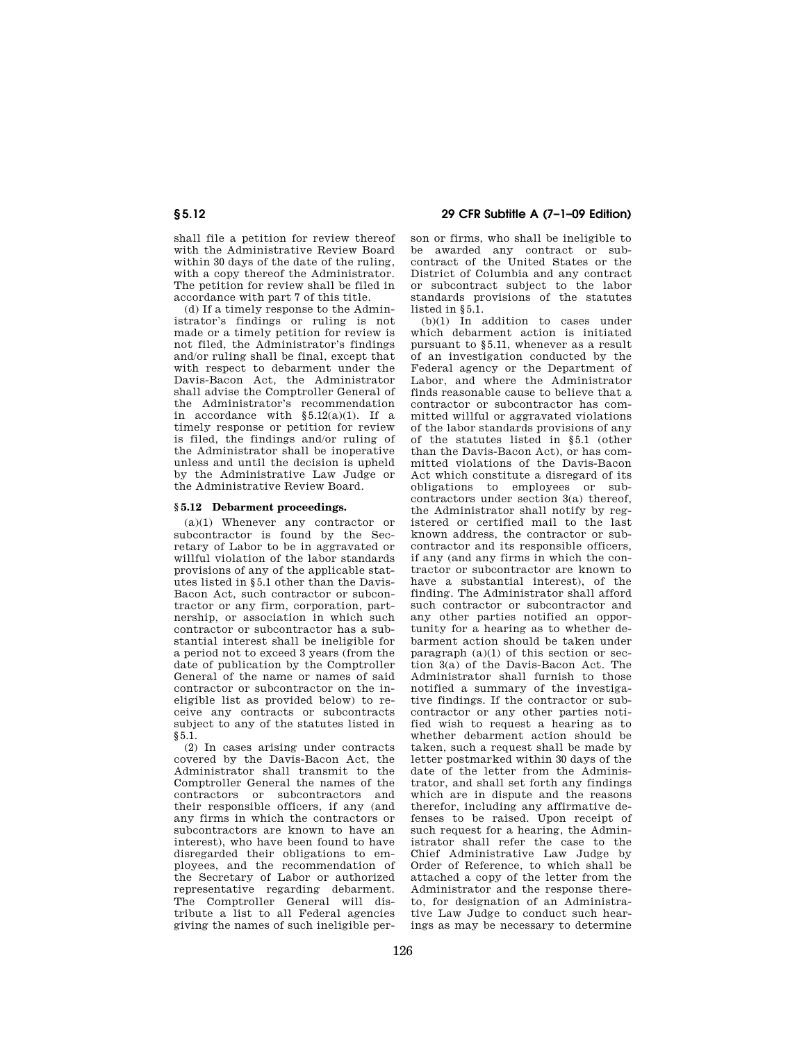shall file a petition for review thereof with the Administrative Review Board within 30 days of the date of the ruling, with a copy thereof the Administrator. The petition for review shall be filed in accordance with part 7 of this title.

(d) If a timely response to the Administrator's findings or ruling is not made or a timely petition for review is not filed, the Administrator's findings and/or ruling shall be final, except that with respect to debarment under the Davis-Bacon Act, the Administrator shall advise the Comptroller General of the Administrator's recommendation in accordance with §5.12(a)(1). If a timely response or petition for review is filed, the findings and/or ruling of the Administrator shall be inoperative unless and until the decision is upheld by the Administrative Law Judge or the Administrative Review Board.

### §5.12 Debarment proceedings.

(a)(1) Whenever any contractor or subcontractor is found by the Secretary of Labor to be in aggravated or willful violation of the labor standards provisions of any of the applicable statutes listed in §5.1 other than the Davis-Bacon Act, such contractor or subcontractor or any firm, corporation, partnership, or association in which such contractor or subcontractor has a substantial interest shall be ineligible for a period not to exceed 3 years (from the date of publication by the Comptroller General of the name or names of said contractor or subcontractor on the ineligible list as provided below) to receive any contracts or subcontracts subject to any of the statutes listed in §5.1.

(2) In cases arising under contracts covered by the Davis-Bacon Act, the Administrator shall transmit to the Comptroller General the names of the contractors or subcontractors and their responsible officers, if any (and any firms in which the contractors or subcontractors are known to have an interest), who have been found to have disregarded their obligations to employees, and the recommendation of the Secretary of Labor or authorized representative regarding debarment. The Comptroller General will distribute a list to all Federal agencies giving the names of such ineligible person or firms, who shall be ineligible to be awarded any contract or subcontract of the United States or the District of Columbia and any contract or subcontract subject to the labor standards provisions of the statutes listed in §5.1.

(b)(1) In addition to cases under which debarment action is initiated pursuant to §5.11, whenever as a result of an investigation conducted by the Federal agency or the Department of Labor, and where the Administrator finds reasonable cause to believe that a contractor or subcontractor has committed willful or aggravated violations of the labor standards provisions of any of the statutes listed in §5.1 (other than the Davis-Bacon Act), or has committed violations of the Davis-Bacon Act which constitute a disregard of its obligations to employees or subcontractors under section 3(a) thereof, the Administrator shall notify by registered or certified mail to the last known address, the contractor or subcontractor and its responsible officers, if any (and any firms in which the contractor or subcontractor are known to have a substantial interest), of the finding. The Administrator shall afford such contractor or subcontractor and any other parties notified an opportunity for a hearing as to whether debarment action should be taken under paragraph (a)(1) of this section or section 3(a) of the Davis-Bacon Act. The Administrator shall furnish to those notified a summary of the investigative findings. If the contractor or subcontractor or any other parties notified wish to request a hearing as to whether debarment action should be taken, such a request shall be made by letter postmarked within 30 days of the date of the letter from the Administrator, and shall set forth any findings which are in dispute and the reasons therefor, including any affirmative defenses to be raised. Upon receipt of such request for a hearing, the Administrator shall refer the case to the Chief Administrative Law Judge by Order of Reference, to which shall be attached a copy of the letter from the Administrator and the response thereto, for designation of an Administrative Law Judge to conduct such hearings as may be necessary to determine